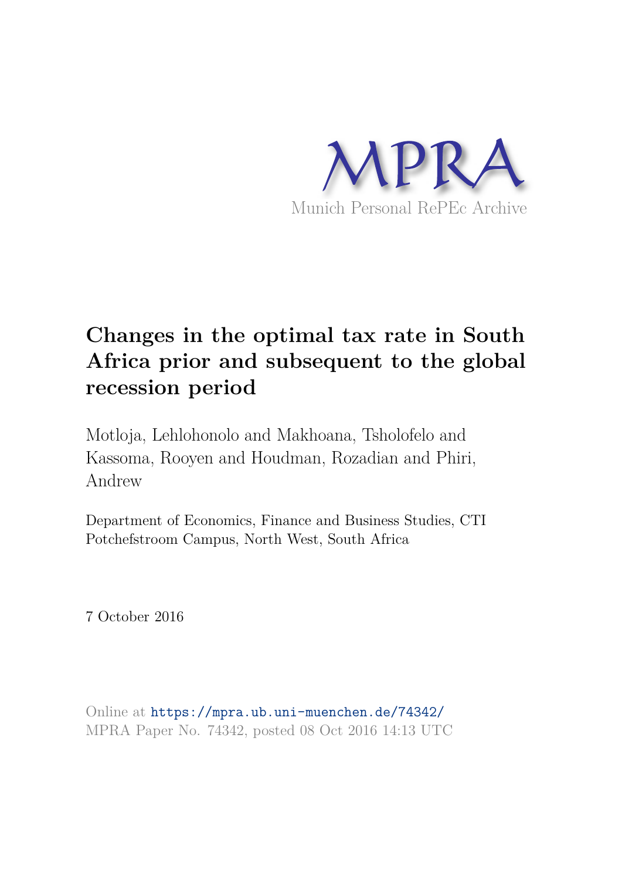MPRA

Munich Personal RePEc Archive

# Changes in the optimal tax rate in South Africa prior and subsequent to the global recession period

Motloja, Lehlohonolo and Makhoana, Tsholofelo and Kassoma, Rooyen and Houdman, Rozadian and Phiri, Andrew

Department of Economics, Finance and Business Studies, CTI Potchefstroom Campus, North West, South Africa

7 October 2016

Online at https://mpra.ub.uni-muenchen.de/74342/
MPRA Paper No. 74342, posted 08 Oct 2016 14:13 UTC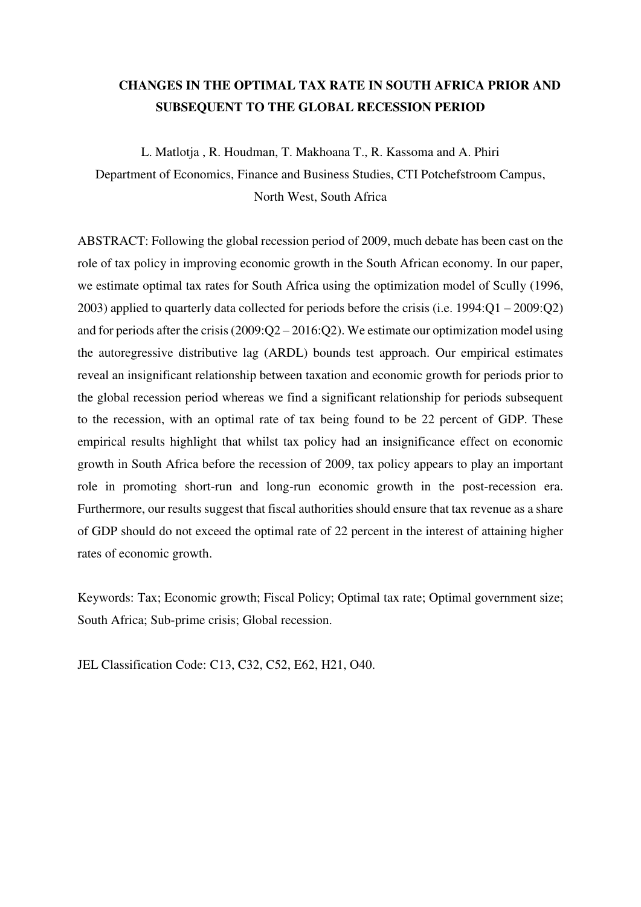# CHANGES IN THE OPTIMAL TAX RATE IN SOUTH AFRICA PRIOR AND SUBSEQUENT TO THE GLOBAL RECESSION PERIOD

L. Matlotja , R. Houdman, T. Makhoana T., R. Kassoma and A. Phiri

Department of Economics, Finance and Business Studies, CTI Potchefstroom Campus, North West, South Africa

ABSTRACT: Following the global recession period of 2009, much debate has been cast on the role of tax policy in improving economic growth in the South African economy. In our paper, we estimate optimal tax rates for South Africa using the optimization model of Scully (1996, 2003) applied to quarterly data collected for periods before the crisis (i.e. 1994:Q1 – 2009:Q2) and for periods after the crisis (2009:Q2 – 2016:Q2). We estimate our optimization model using the autoregressive distributive lag (ARDL) bounds test approach. Our empirical estimates reveal an insignificant relationship between taxation and economic growth for periods prior to the global recession period whereas we find a significant relationship for periods subsequent to the recession, with an optimal rate of tax being found to be 22 percent of GDP. These empirical results highlight that whilst tax policy had an insignificance effect on economic growth in South Africa before the recession of 2009, tax policy appears to play an important role in promoting short-run and long-run economic growth in the post-recession era. Furthermore, our results suggest that fiscal authorities should ensure that tax revenue as a share of GDP should do not exceed the optimal rate of 22 percent in the interest of attaining higher rates of economic growth.

Keywords: Tax; Economic growth; Fiscal Policy; Optimal tax rate; Optimal government size; South Africa; Sub-prime crisis; Global recession.

JEL Classification Code: C13, C32, C52, E62, H21, O40.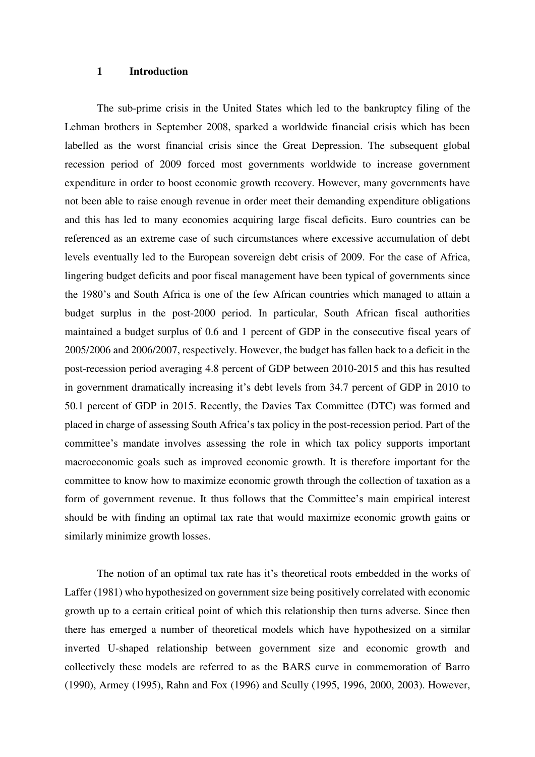## 1 Introduction

The sub-prime crisis in the United States which led to the bankruptcy filing of the Lehman brothers in September 2008, sparked a worldwide financial crisis which has been labelled as the worst financial crisis since the Great Depression. The subsequent global recession period of 2009 forced most governments worldwide to increase government expenditure in order to boost economic growth recovery. However, many governments have not been able to raise enough revenue in order meet their demanding expenditure obligations and this has led to many economies acquiring large fiscal deficits. Euro countries can be referenced as an extreme case of such circumstances where excessive accumulation of debt levels eventually led to the European sovereign debt crisis of 2009. For the case of Africa, lingering budget deficits and poor fiscal management have been typical of governments since the 1980's and South Africa is one of the few African countries which managed to attain a budget surplus in the post-2000 period. In particular, South African fiscal authorities maintained a budget surplus of 0.6 and 1 percent of GDP in the consecutive fiscal years of 2005/2006 and 2006/2007, respectively. However, the budget has fallen back to a deficit in the post-recession period averaging 4.8 percent of GDP between 2010-2015 and this has resulted in government dramatically increasing it's debt levels from 34.7 percent of GDP in 2010 to 50.1 percent of GDP in 2015. Recently, the Davies Tax Committee (DTC) was formed and placed in charge of assessing South Africa's tax policy in the post-recession period. Part of the committee's mandate involves assessing the role in which tax policy supports important macroeconomic goals such as improved economic growth. It is therefore important for the committee to know how to maximize economic growth through the collection of taxation as a form of government revenue. It thus follows that the Committee's main empirical interest should be with finding an optimal tax rate that would maximize economic growth gains or similarly minimize growth losses.

The notion of an optimal tax rate has it's theoretical roots embedded in the works of Laffer (1981) who hypothesized on government size being positively correlated with economic growth up to a certain critical point of which this relationship then turns adverse. Since then there has emerged a number of theoretical models which have hypothesized on a similar inverted U-shaped relationship between government size and economic growth and collectively these models are referred to as the BARS curve in commemoration of Barro (1990), Armey (1995), Rahn and Fox (1996) and Scully (1995, 1996, 2000, 2003). However,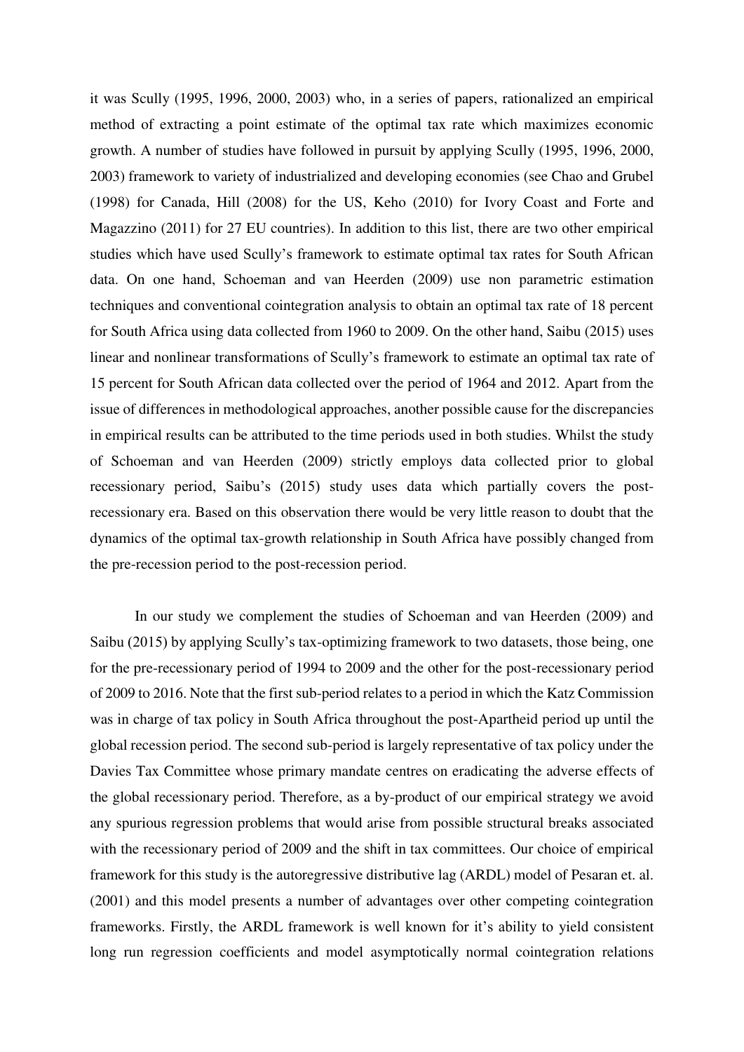it was Scully (1995, 1996, 2000, 2003) who, in a series of papers, rationalized an empirical method of extracting a point estimate of the optimal tax rate which maximizes economic growth. A number of studies have followed in pursuit by applying Scully (1995, 1996, 2000, 2003) framework to variety of industrialized and developing economies (see Chao and Grubel (1998) for Canada, Hill (2008) for the US, Keho (2010) for Ivory Coast and Forte and Magazzino (2011) for 27 EU countries). In addition to this list, there are two other empirical studies which have used Scully's framework to estimate optimal tax rates for South African data. On one hand, Schoeman and van Heerden (2009) use non parametric estimation techniques and conventional cointegration analysis to obtain an optimal tax rate of 18 percent for South Africa using data collected from 1960 to 2009. On the other hand, Saibu (2015) uses linear and nonlinear transformations of Scully's framework to estimate an optimal tax rate of 15 percent for South African data collected over the period of 1964 and 2012. Apart from the issue of differences in methodological approaches, another possible cause for the discrepancies in empirical results can be attributed to the time periods used in both studies. Whilst the study of Schoeman and van Heerden (2009) strictly employs data collected prior to global recessionary period, Saibu's (2015) study uses data which partially covers the post-recessionary era. Based on this observation there would be very little reason to doubt that the dynamics of the optimal tax-growth relationship in South Africa have possibly changed from the pre-recession period to the post-recession period.

In our study we complement the studies of Schoeman and van Heerden (2009) and Saibu (2015) by applying Scully's tax-optimizing framework to two datasets, those being, one for the pre-recessionary period of 1994 to 2009 and the other for the post-recessionary period of 2009 to 2016. Note that the first sub-period relates to a period in which the Katz Commission was in charge of tax policy in South Africa throughout the post-Apartheid period up until the global recession period. The second sub-period is largely representative of tax policy under the Davies Tax Committee whose primary mandate centres on eradicating the adverse effects of the global recessionary period. Therefore, as a by-product of our empirical strategy we avoid any spurious regression problems that would arise from possible structural breaks associated with the recessionary period of 2009 and the shift in tax committees. Our choice of empirical framework for this study is the autoregressive distributive lag (ARDL) model of Pesaran et. al. (2001) and this model presents a number of advantages over other competing cointegration frameworks. Firstly, the ARDL framework is well known for it's ability to yield consistent long run regression coefficients and model asymptotically normal cointegration relations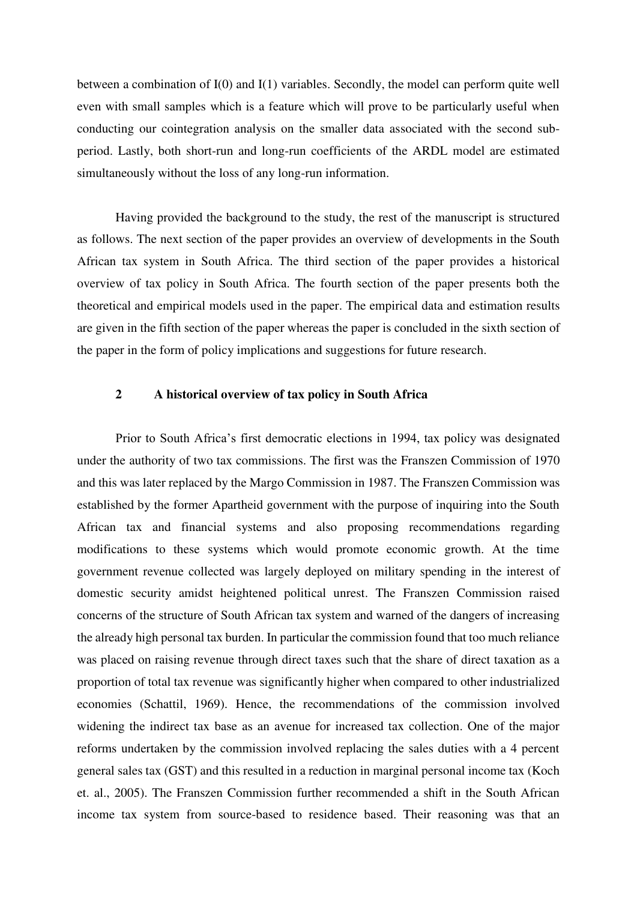between a combination of I(0) and I(1) variables. Secondly, the model can perform quite well even with small samples which is a feature which will prove to be particularly useful when conducting our cointegration analysis on the smaller data associated with the second sub-period. Lastly, both short-run and long-run coefficients of the ARDL model are estimated simultaneously without the loss of any long-run information.

Having provided the background to the study, the rest of the manuscript is structured as follows. The next section of the paper provides an overview of developments in the South African tax system in South Africa. The third section of the paper provides a historical overview of tax policy in South Africa. The fourth section of the paper presents both the theoretical and empirical models used in the paper. The empirical data and estimation results are given in the fifth section of the paper whereas the paper is concluded in the sixth section of the paper in the form of policy implications and suggestions for future research.

## 2 A historical overview of tax policy in South Africa

Prior to South Africa's first democratic elections in 1994, tax policy was designated under the authority of two tax commissions. The first was the Franszen Commission of 1970 and this was later replaced by the Margo Commission in 1987. The Franszen Commission was established by the former Apartheid government with the purpose of inquiring into the South African tax and financial systems and also proposing recommendations regarding modifications to these systems which would promote economic growth. At the time government revenue collected was largely deployed on military spending in the interest of domestic security amidst heightened political unrest. The Franszen Commission raised concerns of the structure of South African tax system and warned of the dangers of increasing the already high personal tax burden. In particular the commission found that too much reliance was placed on raising revenue through direct taxes such that the share of direct taxation as a proportion of total tax revenue was significantly higher when compared to other industrialized economies (Schattil, 1969). Hence, the recommendations of the commission involved widening the indirect tax base as an avenue for increased tax collection. One of the major reforms undertaken by the commission involved replacing the sales duties with a 4 percent general sales tax (GST) and this resulted in a reduction in marginal personal income tax (Koch et. al., 2005). The Franszen Commission further recommended a shift in the South African income tax system from source-based to residence based. Their reasoning was that an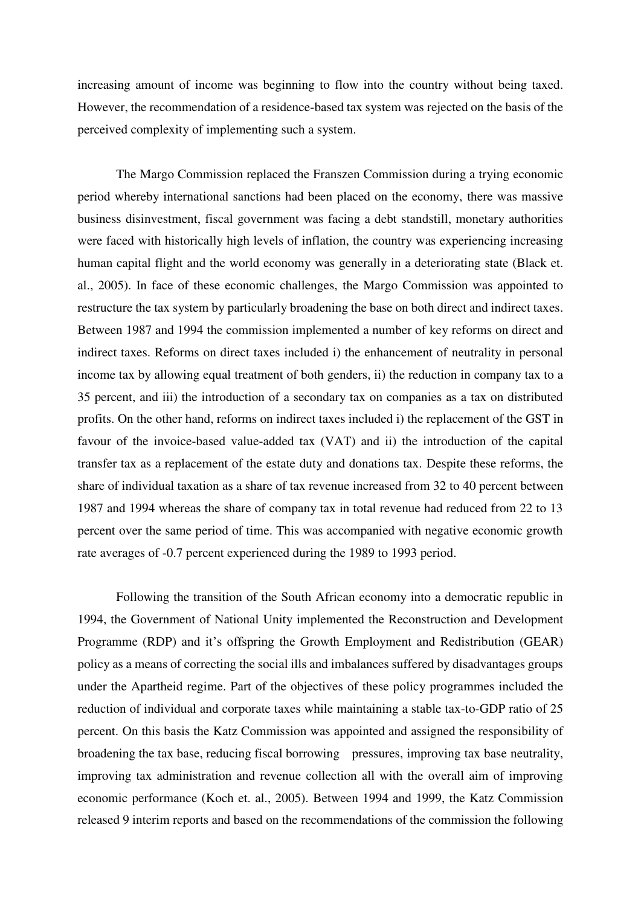increasing amount of income was beginning to flow into the country without being taxed. However, the recommendation of a residence-based tax system was rejected on the basis of the perceived complexity of implementing such a system.

The Margo Commission replaced the Franszen Commission during a trying economic period whereby international sanctions had been placed on the economy, there was massive business disinvestment, fiscal government was facing a debt standstill, monetary authorities were faced with historically high levels of inflation, the country was experiencing increasing human capital flight and the world economy was generally in a deteriorating state (Black et. al., 2005). In face of these economic challenges, the Margo Commission was appointed to restructure the tax system by particularly broadening the base on both direct and indirect taxes. Between 1987 and 1994 the commission implemented a number of key reforms on direct and indirect taxes. Reforms on direct taxes included i) the enhancement of neutrality in personal income tax by allowing equal treatment of both genders, ii) the reduction in company tax to a 35 percent, and iii) the introduction of a secondary tax on companies as a tax on distributed profits. On the other hand, reforms on indirect taxes included i) the replacement of the GST in favour of the invoice-based value-added tax (VAT) and ii) the introduction of the capital transfer tax as a replacement of the estate duty and donations tax. Despite these reforms, the share of individual taxation as a share of tax revenue increased from 32 to 40 percent between 1987 and 1994 whereas the share of company tax in total revenue had reduced from 22 to 13 percent over the same period of time. This was accompanied with negative economic growth rate averages of -0.7 percent experienced during the 1989 to 1993 period.

Following the transition of the South African economy into a democratic republic in 1994, the Government of National Unity implemented the Reconstruction and Development Programme (RDP) and it's offspring the Growth Employment and Redistribution (GEAR) policy as a means of correcting the social ills and imbalances suffered by disadvantages groups under the Apartheid regime. Part of the objectives of these policy programmes included the reduction of individual and corporate taxes while maintaining a stable tax-to-GDP ratio of 25 percent. On this basis the Katz Commission was appointed and assigned the responsibility of broadening the tax base, reducing fiscal borrowing pressures, improving tax base neutrality, improving tax administration and revenue collection all with the overall aim of improving economic performance (Koch et. al., 2005). Between 1994 and 1999, the Katz Commission released 9 interim reports and based on the recommendations of the commission the following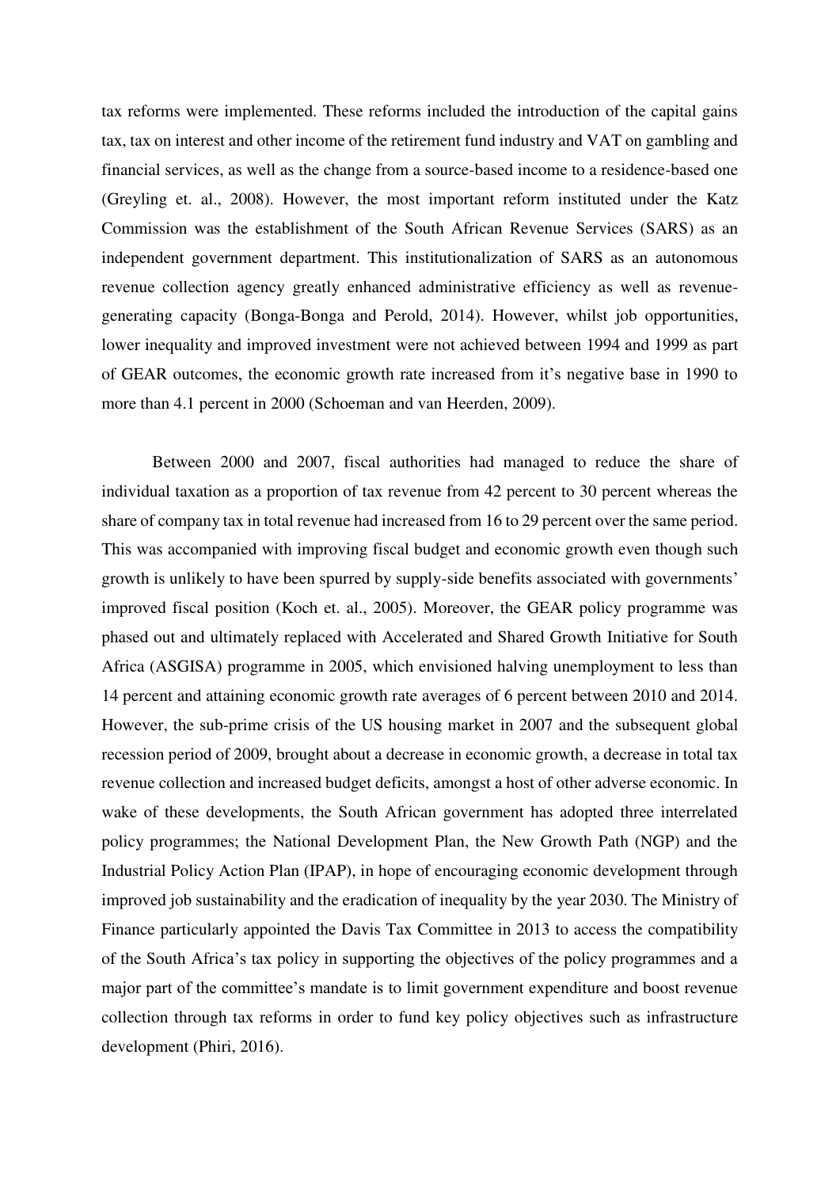tax reforms were implemented. These reforms included the introduction of the capital gains tax, tax on interest and other income of the retirement fund industry and VAT on gambling and financial services, as well as the change from a source-based income to a residence-based one (Greyling et. al., 2008). However, the most important reform instituted under the Katz Commission was the establishment of the South African Revenue Services (SARS) as an independent government department. This institutionalization of SARS as an autonomous revenue collection agency greatly enhanced administrative efficiency as well as revenue-generating capacity (Bonga-Bonga and Perold, 2014). However, whilst job opportunities, lower inequality and improved investment were not achieved between 1994 and 1999 as part of GEAR outcomes, the economic growth rate increased from it's negative base in 1990 to more than 4.1 percent in 2000 (Schoeman and van Heerden, 2009).

Between 2000 and 2007, fiscal authorities had managed to reduce the share of individual taxation as a proportion of tax revenue from 42 percent to 30 percent whereas the share of company tax in total revenue had increased from 16 to 29 percent over the same period. This was accompanied with improving fiscal budget and economic growth even though such growth is unlikely to have been spurred by supply-side benefits associated with governments' improved fiscal position (Koch et. al., 2005). Moreover, the GEAR policy programme was phased out and ultimately replaced with Accelerated and Shared Growth Initiative for South Africa (ASGISA) programme in 2005, which envisioned halving unemployment to less than 14 percent and attaining economic growth rate averages of 6 percent between 2010 and 2014. However, the sub-prime crisis of the US housing market in 2007 and the subsequent global recession period of 2009, brought about a decrease in economic growth, a decrease in total tax revenue collection and increased budget deficits, amongst a host of other adverse economic. In wake of these developments, the South African government has adopted three interrelated policy programmes; the National Development Plan, the New Growth Path (NGP) and the Industrial Policy Action Plan (IPAP), in hope of encouraging economic development through improved job sustainability and the eradication of inequality by the year 2030. The Ministry of Finance particularly appointed the Davis Tax Committee in 2013 to access the compatibility of the South Africa's tax policy in supporting the objectives of the policy programmes and a major part of the committee's mandate is to limit government expenditure and boost revenue collection through tax reforms in order to fund key policy objectives such as infrastructure development (Phiri, 2016).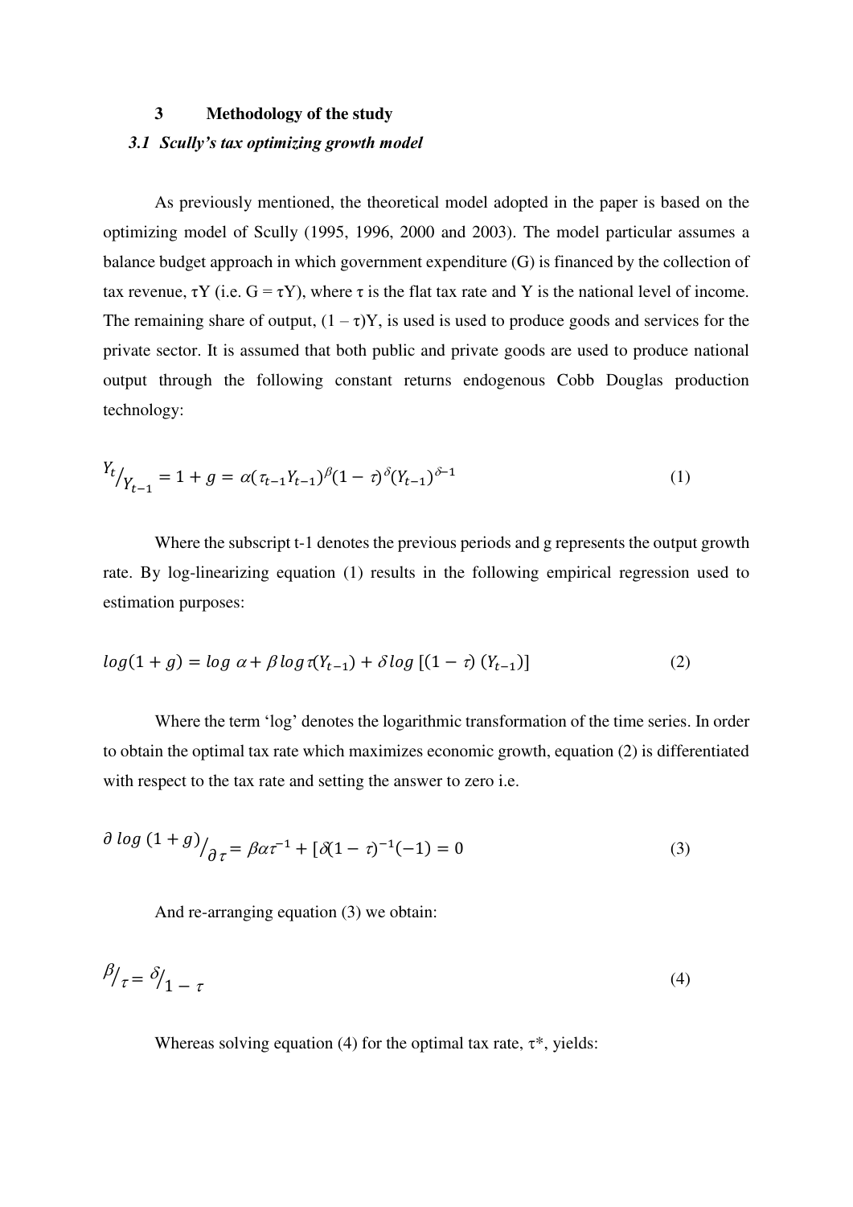## 3 Methodology of the study

### *3.1 Scully's tax optimizing growth model*

As previously mentioned, the theoretical model adopted in the paper is based on the optimizing model of Scully (1995, 1996, 2000 and 2003). The model particular assumes a balance budget approach in which government expenditure (G) is financed by the collection of tax revenue, $\tau Y$ (i.e. $G = \tau Y$), where $\tau$ is the flat tax rate and Y is the national level of income. The remaining share of output, $(1 - \tau)Y$, is used is used to produce goods and services for the private sector. It is assumed that both public and private goods are used to produce national output through the following constant returns endogenous Cobb Douglas production technology:

$$Y_t / Y_{t-1} = 1 + g = \alpha(\tau_{t-1}Y_{t-1})^{\beta}(1 - \tau)^{\delta}(Y_{t-1})^{\delta-1} \tag{1}$$

Where the subscript t-1 denotes the previous periods and g represents the output growth rate. By log-linearizing equation (1) results in the following empirical regression used to estimation purposes:

$$log(1 + g) = log\ \alpha + \beta\ log\ \tau(Y_{t-1}) + \delta\ log\ [(1 - \tau)\ (Y_{t-1})] \tag{2}$$

Where the term 'log' denotes the logarithmic transformation of the time series. In order to obtain the optimal tax rate which maximizes economic growth, equation (2) is differentiated with respect to the tax rate and setting the answer to zero i.e.

$$\partial\ log\ (1 + g) / \partial\ \tau = \beta\alpha\tau^{-1} + [\delta(1 - \tau)^{-1}(-1) = 0 \tag{3}$$

And re-arranging equation (3) we obtain:

$$\beta / \tau = \delta / 1 - \tau \tag{4}$$

Whereas solving equation (4) for the optimal tax rate, $\tau^*$, yields: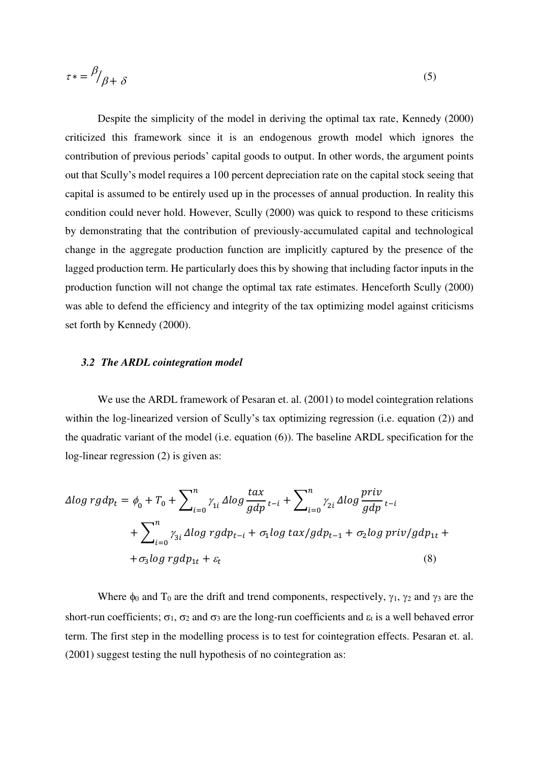$$\tau * = {}^{\beta}\!/_{\beta + \delta} \tag{5}$$

Despite the simplicity of the model in deriving the optimal tax rate, Kennedy (2000) criticized this framework since it is an endogenous growth model which ignores the contribution of previous periods' capital goods to output. In other words, the argument points out that Scully's model requires a 100 percent depreciation rate on the capital stock seeing that capital is assumed to be entirely used up in the processes of annual production. In reality this condition could never hold. However, Scully (2000) was quick to respond to these criticisms by demonstrating that the contribution of previously-accumulated capital and technological change in the aggregate production function are implicitly captured by the presence of the lagged production term. He particularly does this by showing that including factor inputs in the production function will not change the optimal tax rate estimates. Henceforth Scully (2000) was able to defend the efficiency and integrity of the tax optimizing model against criticisms set forth by Kennedy (2000).

### *3.2 The ARDL cointegration model*

We use the ARDL framework of Pesaran et. al. (2001) to model cointegration relations within the log-linearized version of Scully's tax optimizing regression (i.e. equation (2)) and the quadratic variant of the model (i.e. equation (6)). The baseline ARDL specification for the log-linear regression (2) is given as:

$$\begin{aligned} \Delta log\, rgdp_t = \phi_0 + T_0 + \sum_{i=0}^{n} \gamma_{1i}\, \Delta log \frac{tax}{gdp}_{t-i} + \sum_{i=0}^{n} \gamma_{2i}\, \Delta log \frac{priv}{gdp}_{t-i} \\ + \sum_{i=0}^{n} \gamma_{3i}\, \Delta log\, rgdp_{t-i} + \sigma_1 log\, tax/gdp_{t-1} + \sigma_2 log\, priv/gdp_{1t} + \\ + \sigma_3 log\, rgdp_{1t} + \varepsilon_t \end{aligned} \tag{8}$$

Where $\phi_0$ and $T_0$ are the drift and trend components, respectively, $\gamma_1$, $\gamma_2$ and $\gamma_3$ are the short-run coefficients; $\sigma_1$, $\sigma_2$ and $\sigma_3$ are the long-run coefficients and $\varepsilon_t$ is a well behaved error term. The first step in the modelling process is to test for cointegration effects. Pesaran et. al. (2001) suggest testing the null hypothesis of no cointegration as: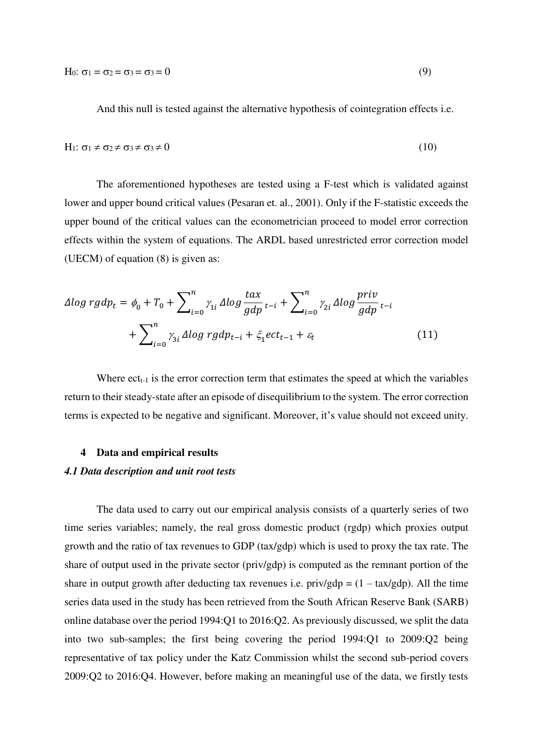$$H_0: \sigma_1 = \sigma_2 = \sigma_3 = \sigma_3 = 0 \quad (9)$$

And this null is tested against the alternative hypothesis of cointegration effects i.e.

$$H_1: \sigma_1 \neq \sigma_2 \neq \sigma_3 \neq \sigma_3 \neq 0 \quad (10)$$

The aforementioned hypotheses are tested using a F-test which is validated against lower and upper bound critical values (Pesaran et. al., 2001). Only if the F-statistic exceeds the upper bound of the critical values can the econometrician proceed to model error correction effects within the system of equations. The ARDL based unrestricted error correction model (UECM) of equation (8) is given as:

$$\Delta log\ rgdp_t = \phi_0 + T_0 + \sum_{i=0}^{n} \gamma_{1i}\, \Delta log \frac{tax}{gdp}_{t-i} + \sum_{i=0}^{n} \gamma_{2i}\, \Delta log \frac{priv}{gdp}_{t-i} + \sum_{i=0}^{n} \gamma_{3i}\, \Delta log\ rgdp_{t-i} + \xi_1 ect_{t-1} + \varepsilon_t \quad (11)$$

Where $ect_{t-1}$ is the error correction term that estimates the speed at which the variables return to their steady-state after an episode of disequilibrium to the system. The error correction terms is expected to be negative and significant. Moreover, it's value should not exceed unity.

## 4 Data and empirical results

### *4.1 Data description and unit root tests*

The data used to carry out our empirical analysis consists of a quarterly series of two time series variables; namely, the real gross domestic product (rgdp) which proxies output growth and the ratio of tax revenues to GDP (tax/gdp) which is used to proxy the tax rate. The share of output used in the private sector (priv/gdp) is computed as the remnant portion of the share in output growth after deducting tax revenues i.e. priv/gdp = (1 – tax/gdp). All the time series data used in the study has been retrieved from the South African Reserve Bank (SARB) online database over the period 1994:Q1 to 2016:Q2. As previously discussed, we split the data into two sub-samples; the first being covering the period 1994:Q1 to 2009:Q2 being representative of tax policy under the Katz Commission whilst the second sub-period covers 2009:Q2 to 2016:Q4. However, before making an meaningful use of the data, we firstly tests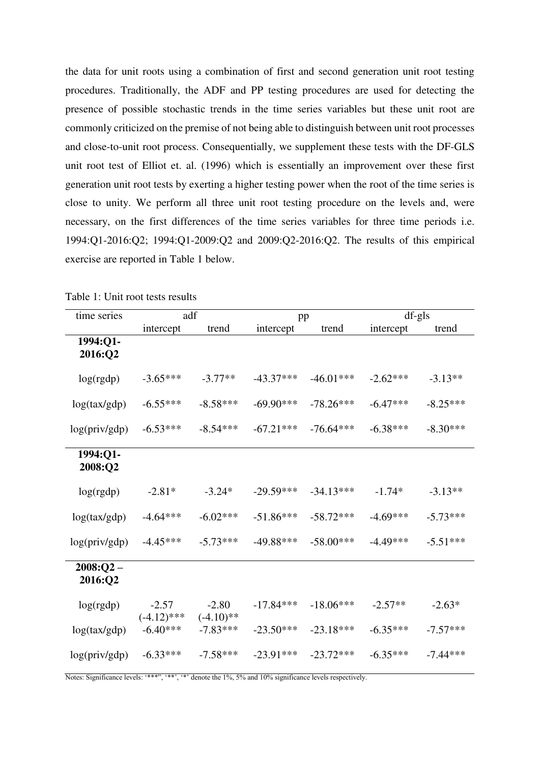the data for unit roots using a combination of first and second generation unit root testing procedures. Traditionally, the ADF and PP testing procedures are used for detecting the presence of possible stochastic trends in the time series variables but these unit root are commonly criticized on the premise of not being able to distinguish between unit root processes and close-to-unit root process. Consequentially, we supplement these tests with the DF-GLS unit root test of Elliot et. al. (1996) which is essentially an improvement over these first generation unit root tests by exerting a higher testing power when the root of the time series is close to unity. We perform all three unit root testing procedure on the levels and, were necessary, on the first differences of the time series variables for three time periods i.e. 1994:Q1-2016:Q2; 1994:Q1-2009:Q2 and 2009:Q2-2016:Q2. The results of this empirical exercise are reported in Table 1 below.

Table 1: Unit root tests results

| time series | adf | | pp | | df-gls | |
|---|---|---|---|---|---|---|
| | intercept | trend | intercept | trend | intercept | trend |
| **1994:Q1-2016:Q2** | | | | | | |
| log(rgdp) | -3.65*** | -3.77** | -43.37*** | -46.01*** | -2.62*** | -3.13** |
| log(tax/gdp) | -6.55*** | -8.58*** | -69.90*** | -78.26*** | -6.47*** | -8.25*** |
| log(priv/gdp) | -6.53*** | -8.54*** | -67.21*** | -76.64*** | -6.38*** | -8.30*** |
| **1994:Q1-2008:Q2** | | | | | | |
| log(rgdp) | -2.81* | -3.24* | -29.59*** | -34.13*** | -1.74* | -3.13** |
| log(tax/gdp) | -4.64*** | -6.02*** | -51.86*** | -58.72*** | -4.69*** | -5.73*** |
| log(priv/gdp) | -4.45*** | -5.73*** | -49.88*** | -58.00*** | -4.49*** | -5.51*** |
| **2008:Q2 – 2016:Q2** | | | | | | |
| log(rgdp) | -2.57 (-4.12)*** | -2.80 (-4.10)** | -17.84*** | -18.06*** | -2.57** | -2.63* |
| log(tax/gdp) | -6.40*** | -7.83*** | -23.50*** | -23.18*** | -6.35*** | -7.57*** |
| log(priv/gdp) | -6.33*** | -7.58*** | -23.91*** | -23.72*** | -6.35*** | -7.44*** |

Notes: Significance levels: '***', '**', '*' denote the 1%, 5% and 10% significance levels respectively.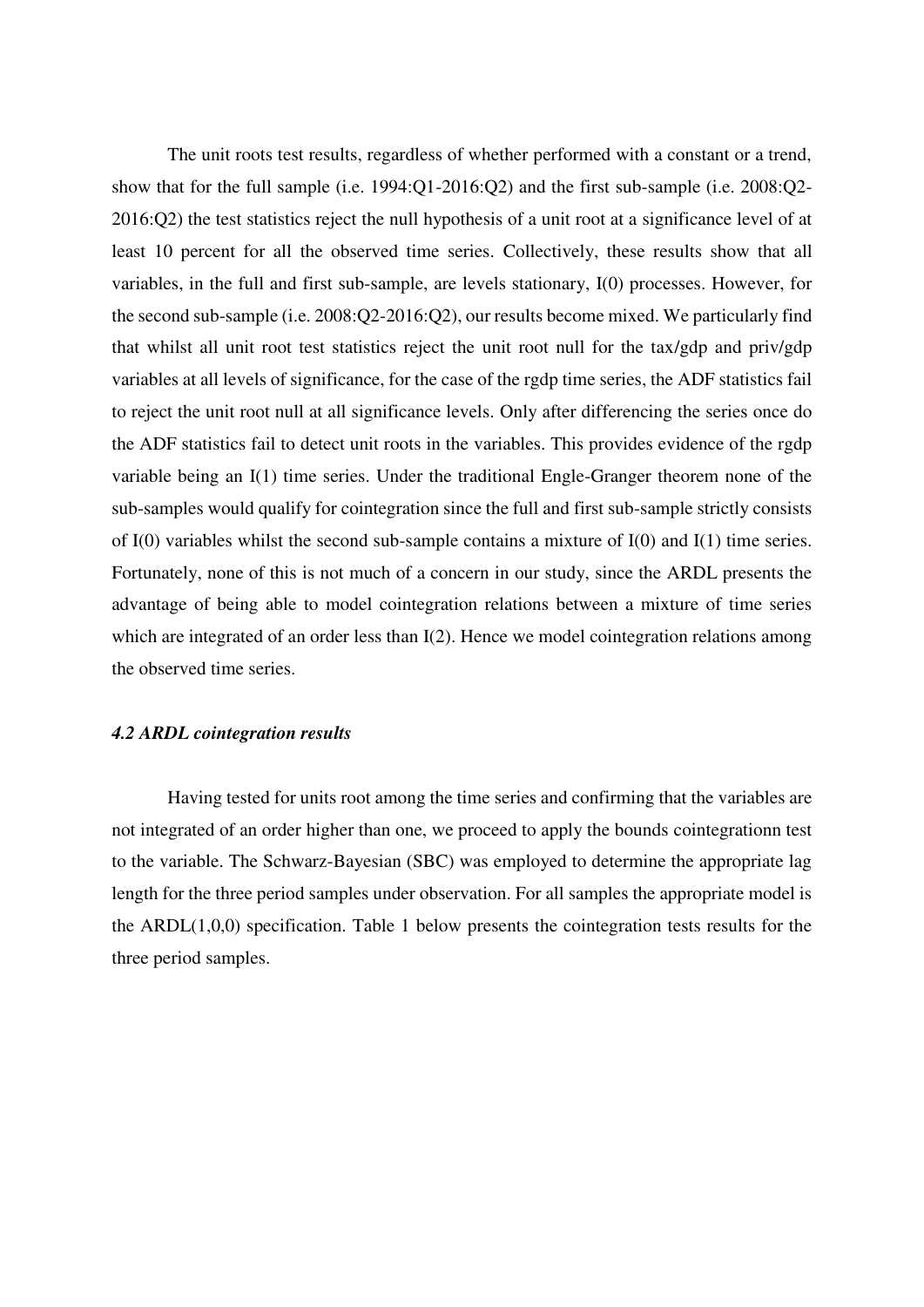The unit roots test results, regardless of whether performed with a constant or a trend, show that for the full sample (i.e. 1994:Q1-2016:Q2) and the first sub-sample (i.e. 2008:Q2-2016:Q2) the test statistics reject the null hypothesis of a unit root at a significance level of at least 10 percent for all the observed time series. Collectively, these results show that all variables, in the full and first sub-sample, are levels stationary, I(0) processes. However, for the second sub-sample (i.e. 2008:Q2-2016:Q2), our results become mixed. We particularly find that whilst all unit root test statistics reject the unit root null for the tax/gdp and priv/gdp variables at all levels of significance, for the case of the rgdp time series, the ADF statistics fail to reject the unit root null at all significance levels. Only after differencing the series once do the ADF statistics fail to detect unit roots in the variables. This provides evidence of the rgdp variable being an I(1) time series. Under the traditional Engle-Granger theorem none of the sub-samples would qualify for cointegration since the full and first sub-sample strictly consists of I(0) variables whilst the second sub-sample contains a mixture of I(0) and I(1) time series. Fortunately, none of this is not much of a concern in our study, since the ARDL presents the advantage of being able to model cointegration relations between a mixture of time series which are integrated of an order less than I(2). Hence we model cointegration relations among the observed time series.

### *4.2 ARDL cointegration results*

Having tested for units root among the time series and confirming that the variables are not integrated of an order higher than one, we proceed to apply the bounds cointegrationn test to the variable. The Schwarz-Bayesian (SBC) was employed to determine the appropriate lag length for the three period samples under observation. For all samples the appropriate model is the ARDL(1,0,0) specification. Table 1 below presents the cointegration tests results for the three period samples.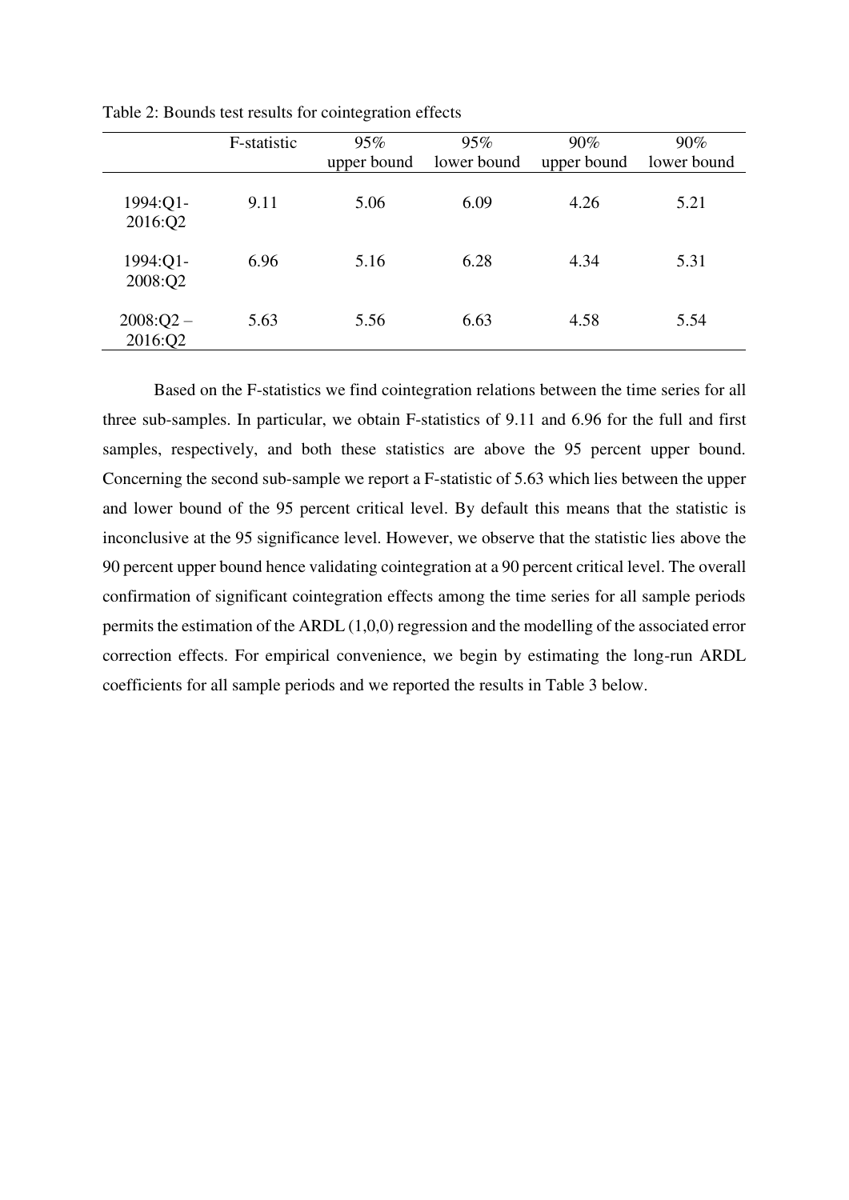Table 2: Bounds test results for cointegration effects

| | F-statistic | 95% upper bound | 95% lower bound | 90% upper bound | 90% lower bound |
|---|---|---|---|---|---|
| 1994:Q1-2016:Q2 | 9.11 | 5.06 | 6.09 | 4.26 | 5.21 |
| 1994:Q1-2008:Q2 | 6.96 | 5.16 | 6.28 | 4.34 | 5.31 |
| 2008:Q2 – 2016:Q2 | 5.63 | 5.56 | 6.63 | 4.58 | 5.54 |

Based on the F-statistics we find cointegration relations between the time series for all three sub-samples. In particular, we obtain F-statistics of 9.11 and 6.96 for the full and first samples, respectively, and both these statistics are above the 95 percent upper bound. Concerning the second sub-sample we report a F-statistic of 5.63 which lies between the upper and lower bound of the 95 percent critical level. By default this means that the statistic is inconclusive at the 95 significance level. However, we observe that the statistic lies above the 90 percent upper bound hence validating cointegration at a 90 percent critical level. The overall confirmation of significant cointegration effects among the time series for all sample periods permits the estimation of the ARDL (1,0,0) regression and the modelling of the associated error correction effects. For empirical convenience, we begin by estimating the long-run ARDL coefficients for all sample periods and we reported the results in Table 3 below.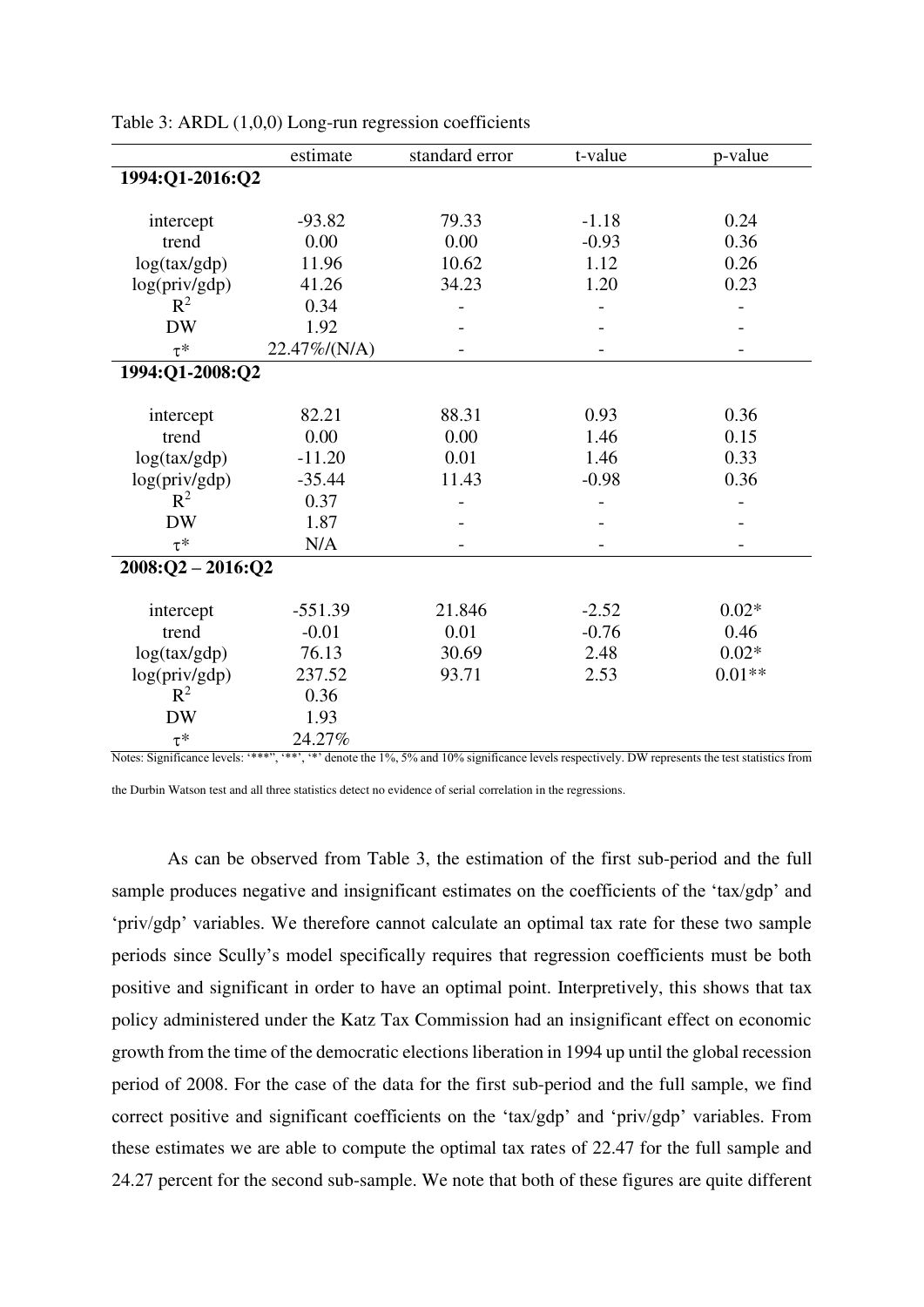Table 3: ARDL (1,0,0) Long-run regression coefficients

| | estimate | standard error | t-value | p-value |
|---|---|---|---|---|
| **1994:Q1-2016:Q2** | | | | |
| intercept | -93.82 | 79.33 | -1.18 | 0.24 |
| trend | 0.00 | 0.00 | -0.93 | 0.36 |
| log(tax/gdp) | 11.96 | 10.62 | 1.12 | 0.26 |
| log(priv/gdp) | 41.26 | 34.23 | 1.20 | 0.23 |
| $R^2$ | 0.34 | - | - | - |
| DW | 1.92 | - | - | - |
| $\tau^*$ | 22.47%/(N/A) | - | - | - |
| **1994:Q1-2008:Q2** | | | | |
| intercept | 82.21 | 88.31 | 0.93 | 0.36 |
| trend | 0.00 | 0.00 | 1.46 | 0.15 |
| log(tax/gdp) | -11.20 | 0.01 | 1.46 | 0.33 |
| log(priv/gdp) | -35.44 | 11.43 | -0.98 | 0.36 |
| $R^2$ | 0.37 | - | - | - |
| DW | 1.87 | - | - | - |
| $\tau^*$ | N/A | - | - | - |
| **2008:Q2 – 2016:Q2** | | | | |
| intercept | -551.39 | 21.846 | -2.52 | 0.02* |
| trend | -0.01 | 0.01 | -0.76 | 0.46 |
| log(tax/gdp) | 76.13 | 30.69 | 2.48 | 0.02* |
| log(priv/gdp) | 237.52 | 93.71 | 2.53 | 0.01** |
| $R^2$ | 0.36 | | | |
| DW | 1.93 | | | |
| $\tau^*$ | 24.27% | | | |

Notes: Significance levels: '***', '**', '*' denote the 1%, 5% and 10% significance levels respectively. DW represents the test statistics from the Durbin Watson test and all three statistics detect no evidence of serial correlation in the regressions.

As can be observed from Table 3, the estimation of the first sub-period and the full sample produces negative and insignificant estimates on the coefficients of the 'tax/gdp' and 'priv/gdp' variables. We therefore cannot calculate an optimal tax rate for these two sample periods since Scully's model specifically requires that regression coefficients must be both positive and significant in order to have an optimal point. Interpretively, this shows that tax policy administered under the Katz Tax Commission had an insignificant effect on economic growth from the time of the democratic elections liberation in 1994 up until the global recession period of 2008. For the case of the data for the first sub-period and the full sample, we find correct positive and significant coefficients on the 'tax/gdp' and 'priv/gdp' variables. From these estimates we are able to compute the optimal tax rates of 22.47 for the full sample and 24.27 percent for the second sub-sample. We note that both of these figures are quite different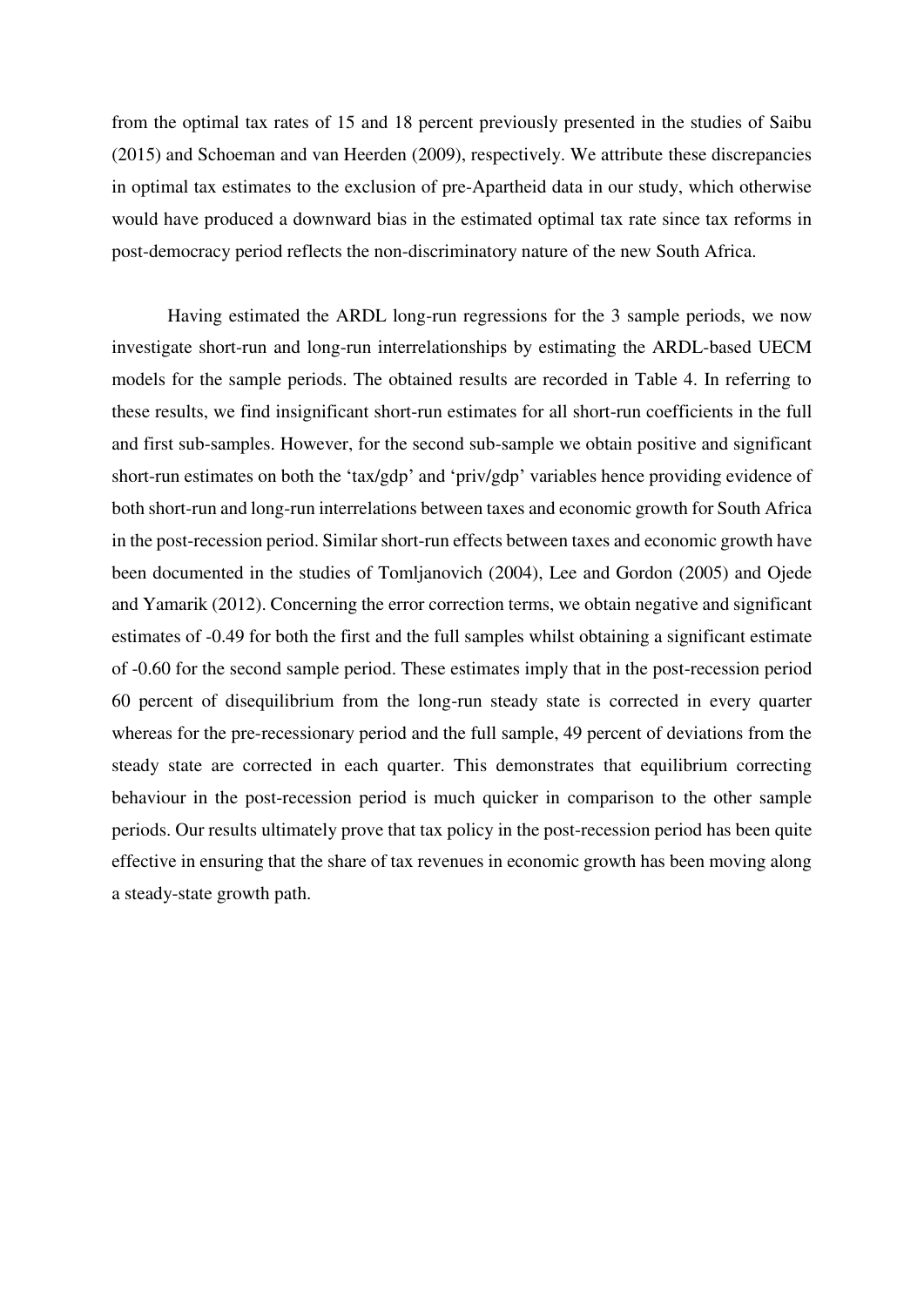from the optimal tax rates of 15 and 18 percent previously presented in the studies of Saibu (2015) and Schoeman and van Heerden (2009), respectively. We attribute these discrepancies in optimal tax estimates to the exclusion of pre-Apartheid data in our study, which otherwise would have produced a downward bias in the estimated optimal tax rate since tax reforms in post-democracy period reflects the non-discriminatory nature of the new South Africa.

Having estimated the ARDL long-run regressions for the 3 sample periods, we now investigate short-run and long-run interrelationships by estimating the ARDL-based UECM models for the sample periods. The obtained results are recorded in Table 4. In referring to these results, we find insignificant short-run estimates for all short-run coefficients in the full and first sub-samples. However, for the second sub-sample we obtain positive and significant short-run estimates on both the 'tax/gdp' and 'priv/gdp' variables hence providing evidence of both short-run and long-run interrelations between taxes and economic growth for South Africa in the post-recession period. Similar short-run effects between taxes and economic growth have been documented in the studies of Tomljanovich (2004), Lee and Gordon (2005) and Ojede and Yamarik (2012). Concerning the error correction terms, we obtain negative and significant estimates of -0.49 for both the first and the full samples whilst obtaining a significant estimate of -0.60 for the second sample period. These estimates imply that in the post-recession period 60 percent of disequilibrium from the long-run steady state is corrected in every quarter whereas for the pre-recessionary period and the full sample, 49 percent of deviations from the steady state are corrected in each quarter. This demonstrates that equilibrium correcting behaviour in the post-recession period is much quicker in comparison to the other sample periods. Our results ultimately prove that tax policy in the post-recession period has been quite effective in ensuring that the share of tax revenues in economic growth has been moving along a steady-state growth path.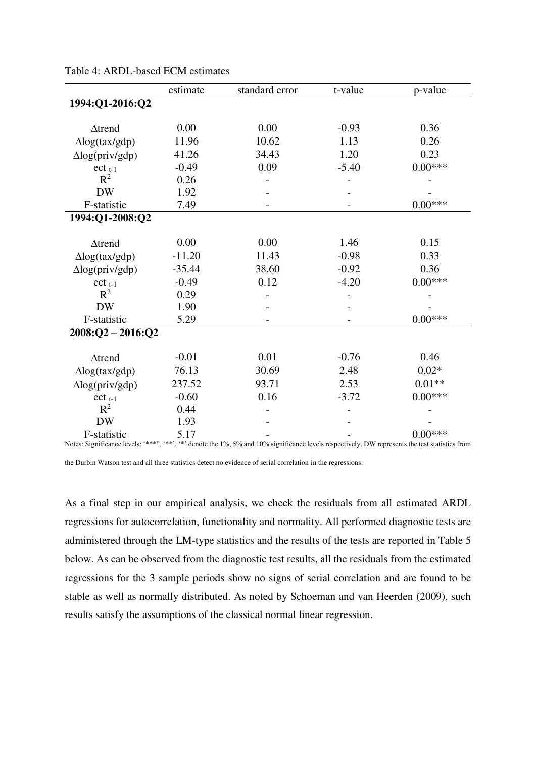Table 4: ARDL-based ECM estimates

| | estimate | standard error | t-value | p-value |
|---|---|---|---|---|
| **1994:Q1-2016:Q2** | | | | |
| Δtrend | 0.00 | 0.00 | -0.93 | 0.36 |
| Δlog(tax/gdp) | 11.96 | 10.62 | 1.13 | 0.26 |
| Δlog(priv/gdp) | 41.26 | 34.43 | 1.20 | 0.23 |
| $ect_{t-1}$ | -0.49 | 0.09 | -5.40 | 0.00*** |
| $R^2$ | 0.26 | - | - | - |
| DW | 1.92 | - | - | - |
| F-statistic | 7.49 | - | - | 0.00*** |
| **1994:Q1-2008:Q2** | | | | |
| Δtrend | 0.00 | 0.00 | 1.46 | 0.15 |
| Δlog(tax/gdp) | -11.20 | 11.43 | -0.98 | 0.33 |
| Δlog(priv/gdp) | -35.44 | 38.60 | -0.92 | 0.36 |
| $ect_{t-1}$ | -0.49 | 0.12 | -4.20 | 0.00*** |
| $R^2$ | 0.29 | - | - | - |
| DW | 1.90 | - | - | - |
| F-statistic | 5.29 | - | - | 0.00*** |
| **2008:Q2 – 2016:Q2** | | | | |
| Δtrend | -0.01 | 0.01 | -0.76 | 0.46 |
| Δlog(tax/gdp) | 76.13 | 30.69 | 2.48 | 0.02* |
| Δlog(priv/gdp) | 237.52 | 93.71 | 2.53 | 0.01** |
| $ect_{t-1}$ | -0.60 | 0.16 | -3.72 | 0.00*** |
| $R^2$ | 0.44 | - | - | - |
| DW | 1.93 | - | - | - |
| F-statistic | 5.17 | - | - | 0.00*** |

Notes: Significance levels: '***', '**', '*' denote the 1%, 5% and 10% significance levels respectively. DW represents the test statistics from the Durbin Watson test and all three statistics detect no evidence of serial correlation in the regressions.

As a final step in our empirical analysis, we check the residuals from all estimated ARDL regressions for autocorrelation, functionality and normality. All performed diagnostic tests are administered through the LM-type statistics and the results of the tests are reported in Table 5 below. As can be observed from the diagnostic test results, all the residuals from the estimated regressions for the 3 sample periods show no signs of serial correlation and are found to be stable as well as normally distributed. As noted by Schoeman and van Heerden (2009), such results satisfy the assumptions of the classical normal linear regression.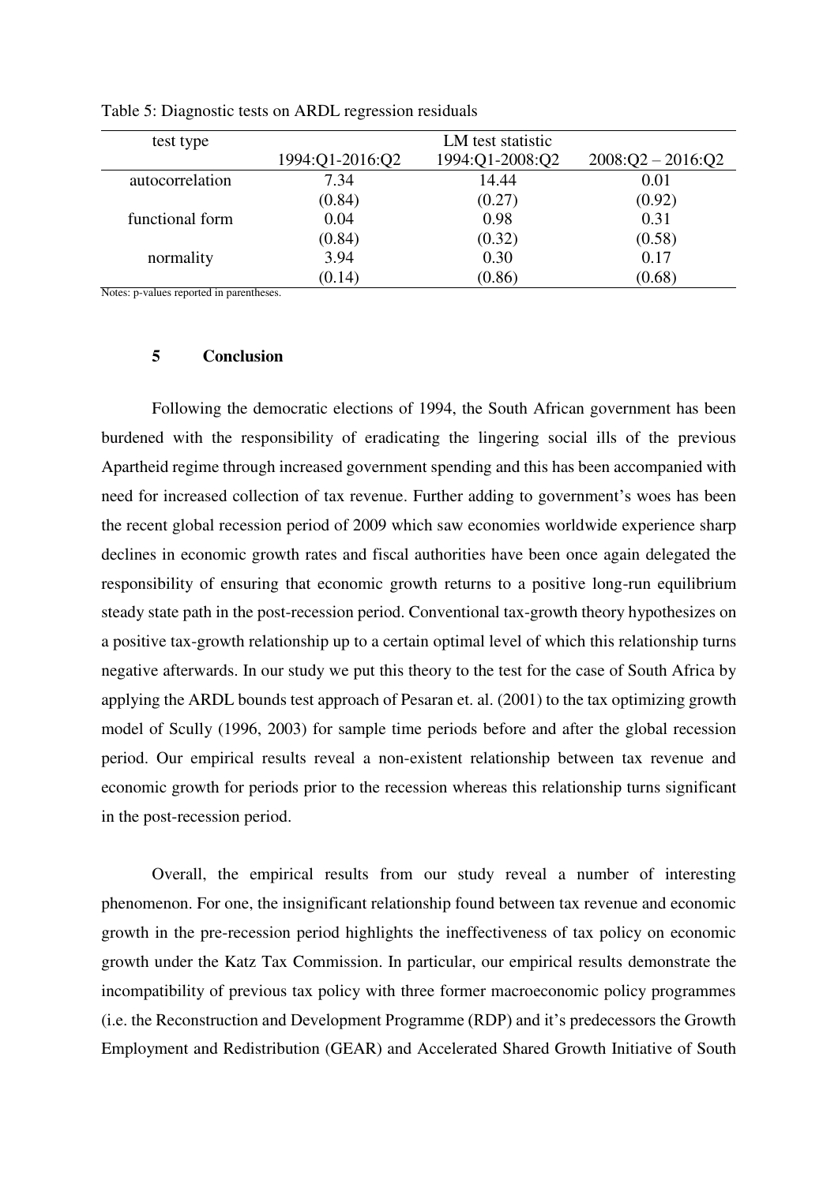Table 5: Diagnostic tests on ARDL regression residuals

| test type | LM test statistic | | |
|---|---|---|---|
| | 1994:Q1-2016:Q2 | 1994:Q1-2008:Q2 | 2008:Q2 – 2016:Q2 |
| autocorrelation | 7.34 | 14.44 | 0.01 |
| | (0.84) | (0.27) | (0.92) |
| functional form | 0.04 | 0.98 | 0.31 |
| | (0.84) | (0.32) | (0.58) |
| normality | 3.94 | 0.30 | 0.17 |
| | (0.14) | (0.86) | (0.68) |

Notes: p-values reported in parentheses.

## 5 Conclusion

Following the democratic elections of 1994, the South African government has been burdened with the responsibility of eradicating the lingering social ills of the previous Apartheid regime through increased government spending and this has been accompanied with need for increased collection of tax revenue. Further adding to government's woes has been the recent global recession period of 2009 which saw economies worldwide experience sharp declines in economic growth rates and fiscal authorities have been once again delegated the responsibility of ensuring that economic growth returns to a positive long-run equilibrium steady state path in the post-recession period. Conventional tax-growth theory hypothesizes on a positive tax-growth relationship up to a certain optimal level of which this relationship turns negative afterwards. In our study we put this theory to the test for the case of South Africa by applying the ARDL bounds test approach of Pesaran et. al. (2001) to the tax optimizing growth model of Scully (1996, 2003) for sample time periods before and after the global recession period. Our empirical results reveal a non-existent relationship between tax revenue and economic growth for periods prior to the recession whereas this relationship turns significant in the post-recession period.

Overall, the empirical results from our study reveal a number of interesting phenomenon. For one, the insignificant relationship found between tax revenue and economic growth in the pre-recession period highlights the ineffectiveness of tax policy on economic growth under the Katz Tax Commission. In particular, our empirical results demonstrate the incompatibility of previous tax policy with three former macroeconomic policy programmes (i.e. the Reconstruction and Development Programme (RDP) and it's predecessors the Growth Employment and Redistribution (GEAR) and Accelerated Shared Growth Initiative of South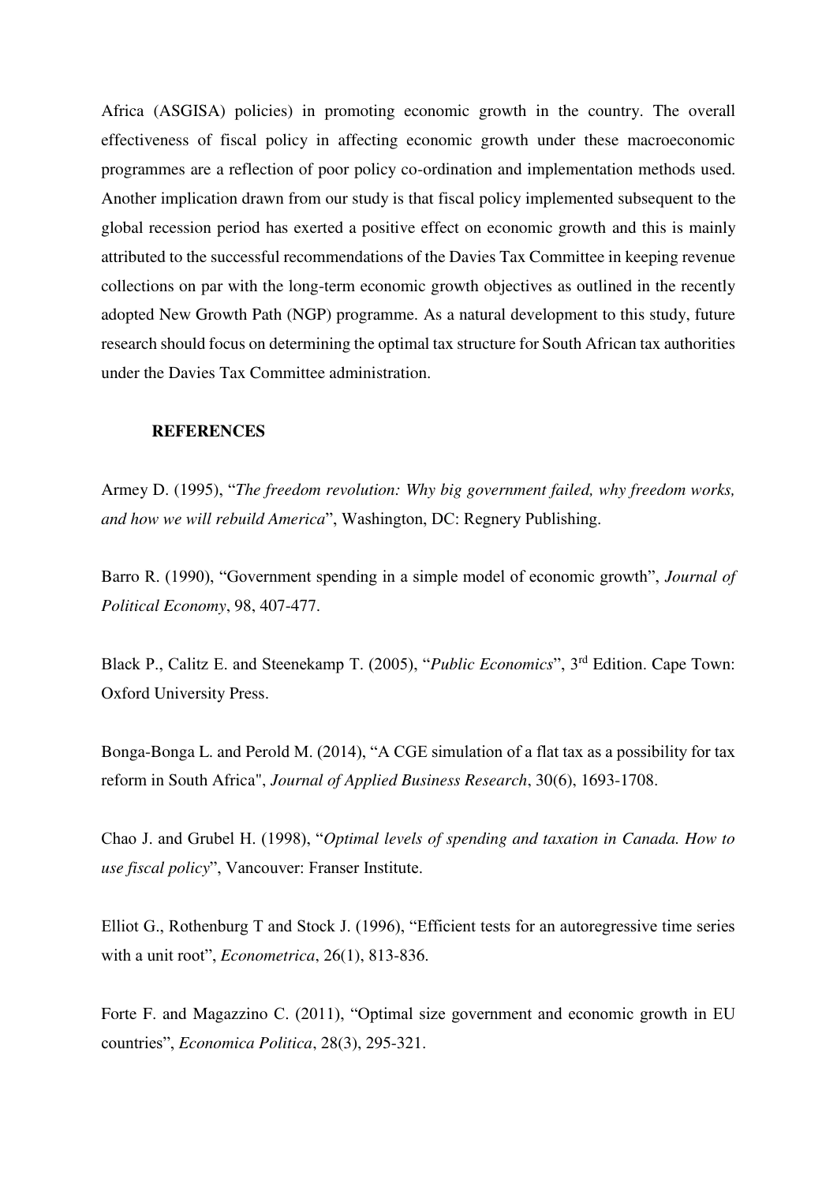Africa (ASGISA) policies) in promoting economic growth in the country. The overall effectiveness of fiscal policy in affecting economic growth under these macroeconomic programmes are a reflection of poor policy co-ordination and implementation methods used. Another implication drawn from our study is that fiscal policy implemented subsequent to the global recession period has exerted a positive effect on economic growth and this is mainly attributed to the successful recommendations of the Davies Tax Committee in keeping revenue collections on par with the long-term economic growth objectives as outlined in the recently adopted New Growth Path (NGP) programme. As a natural development to this study, future research should focus on determining the optimal tax structure for South African tax authorities under the Davies Tax Committee administration.

## REFERENCES

Armey D. (1995), "*The freedom revolution: Why big government failed, why freedom works, and how we will rebuild America*", Washington, DC: Regnery Publishing.

Barro R. (1990), "Government spending in a simple model of economic growth", *Journal of Political Economy*, 98, 407-477.

Black P., Calitz E. and Steenekamp T. (2005), "*Public Economics*", 3rd Edition. Cape Town: Oxford University Press.

Bonga-Bonga L. and Perold M. (2014), "A CGE simulation of a flat tax as a possibility for tax reform in South Africa", *Journal of Applied Business Research*, 30(6), 1693-1708.

Chao J. and Grubel H. (1998), "*Optimal levels of spending and taxation in Canada. How to use fiscal policy*", Vancouver: Franser Institute.

Elliot G., Rothenburg T and Stock J. (1996), "Efficient tests for an autoregressive time series with a unit root", *Econometrica*, 26(1), 813-836.

Forte F. and Magazzino C. (2011), "Optimal size government and economic growth in EU countries", *Economica Politica*, 28(3), 295-321.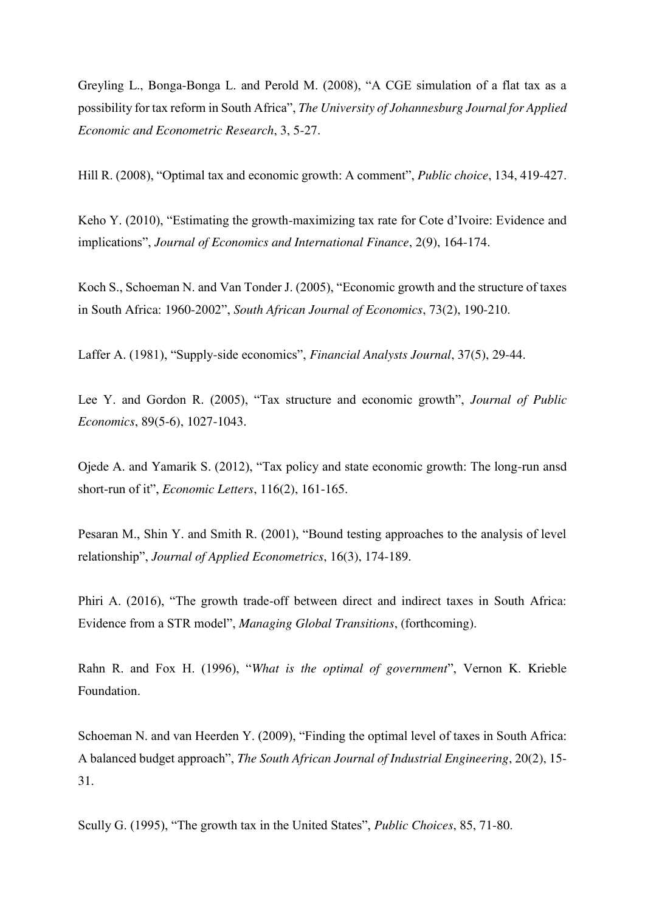Greyling L., Bonga-Bonga L. and Perold M. (2008), "A CGE simulation of a flat tax as a possibility for tax reform in South Africa", *The University of Johannesburg Journal for Applied Economic and Econometric Research*, 3, 5-27.

Hill R. (2008), "Optimal tax and economic growth: A comment", *Public choice*, 134, 419-427.

Keho Y. (2010), "Estimating the growth-maximizing tax rate for Cote d'Ivoire: Evidence and implications", *Journal of Economics and International Finance*, 2(9), 164-174.

Koch S., Schoeman N. and Van Tonder J. (2005), "Economic growth and the structure of taxes in South Africa: 1960-2002", *South African Journal of Economics*, 73(2), 190-210.

Laffer A. (1981), "Supply-side economics", *Financial Analysts Journal*, 37(5), 29-44.

Lee Y. and Gordon R. (2005), "Tax structure and economic growth", *Journal of Public Economics*, 89(5-6), 1027-1043.

Ojede A. and Yamarik S. (2012), "Tax policy and state economic growth: The long-run ansd short-run of it", *Economic Letters*, 116(2), 161-165.

Pesaran M., Shin Y. and Smith R. (2001), "Bound testing approaches to the analysis of level relationship", *Journal of Applied Econometrics*, 16(3), 174-189.

Phiri A. (2016), "The growth trade-off between direct and indirect taxes in South Africa: Evidence from a STR model", *Managing Global Transitions*, (forthcoming).

Rahn R. and Fox H. (1996), "*What is the optimal of government*", Vernon K. Krieble Foundation.

Schoeman N. and van Heerden Y. (2009), "Finding the optimal level of taxes in South Africa: A balanced budget approach", *The South African Journal of Industrial Engineering*, 20(2), 15-31.

Scully G. (1995), "The growth tax in the United States", *Public Choices*, 85, 71-80.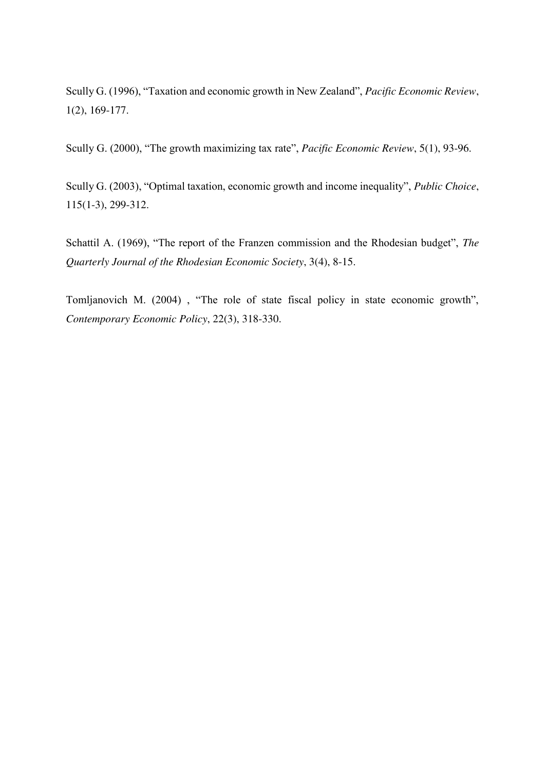Scully G. (1996), “Taxation and economic growth in New Zealand”, *Pacific Economic Review*, 1(2), 169-177.

Scully G. (2000), “The growth maximizing tax rate”, *Pacific Economic Review*, 5(1), 93-96.

Scully G. (2003), “Optimal taxation, economic growth and income inequality”, *Public Choice*, 115(1-3), 299-312.

Schattil A. (1969), “The report of the Franzen commission and the Rhodesian budget”, *The Quarterly Journal of the Rhodesian Economic Society*, 3(4), 8-15.

Tomljanovich M. (2004) , “The role of state fiscal policy in state economic growth”, *Contemporary Economic Policy*, 22(3), 318-330.